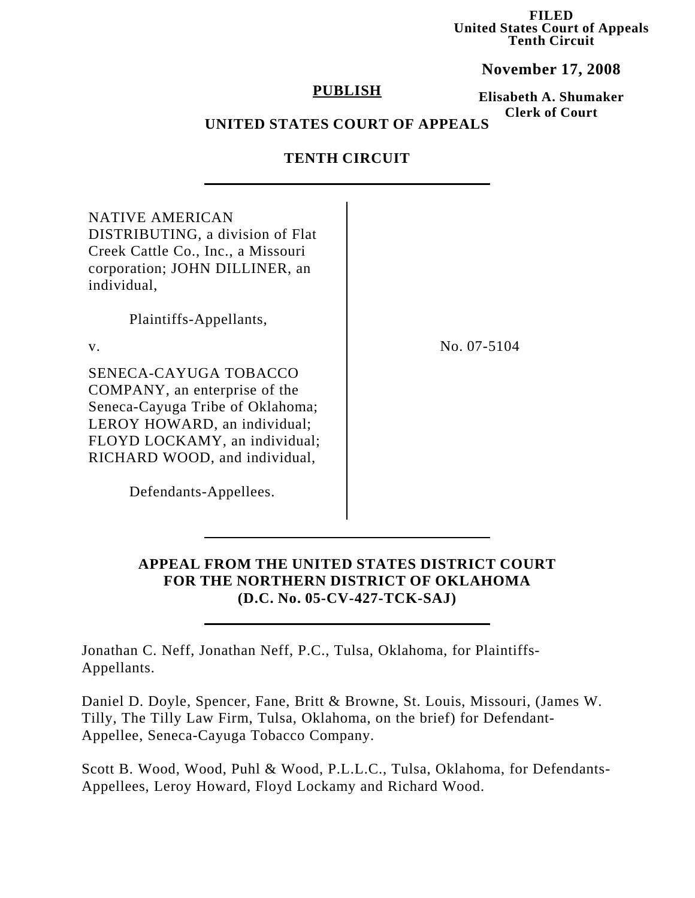**FILED**
**United States Court of Appeals**
**Tenth Circuit**

**November 17, 2008**

**Elisabeth A. Shumaker**
**Clerk of Court**

**PUBLISH**

**UNITED STATES COURT OF APPEALS**

**TENTH CIRCUIT**

---

NATIVE AMERICAN DISTRIBUTING, a division of Flat Creek Cattle Co., Inc., a Missouri corporation; JOHN DILLINER, an individual,

Plaintiffs-Appellants,

v.

SENECA-CAYUGA TOBACCO COMPANY, an enterprise of the Seneca-Cayuga Tribe of Oklahoma; LEROY HOWARD, an individual; FLOYD LOCKAMY, an individual; RICHARD WOOD, and individual,

Defendants-Appellees.

No. 07-5104

---

**APPEAL FROM THE UNITED STATES DISTRICT COURT FOR THE NORTHERN DISTRICT OF OKLAHOMA (D.C. No. 05-CV-427-TCK-SAJ)**

---

Jonathan C. Neff, Jonathan Neff, P.C., Tulsa, Oklahoma, for Plaintiffs-Appellants.

Daniel D. Doyle, Spencer, Fane, Britt & Browne, St. Louis, Missouri, (James W. Tilly, The Tilly Law Firm, Tulsa, Oklahoma, on the brief) for Defendant-Appellee, Seneca-Cayuga Tobacco Company.

Scott B. Wood, Wood, Puhl & Wood, P.L.L.C., Tulsa, Oklahoma, for Defendants-Appellees, Leroy Howard, Floyd Lockamy and Richard Wood.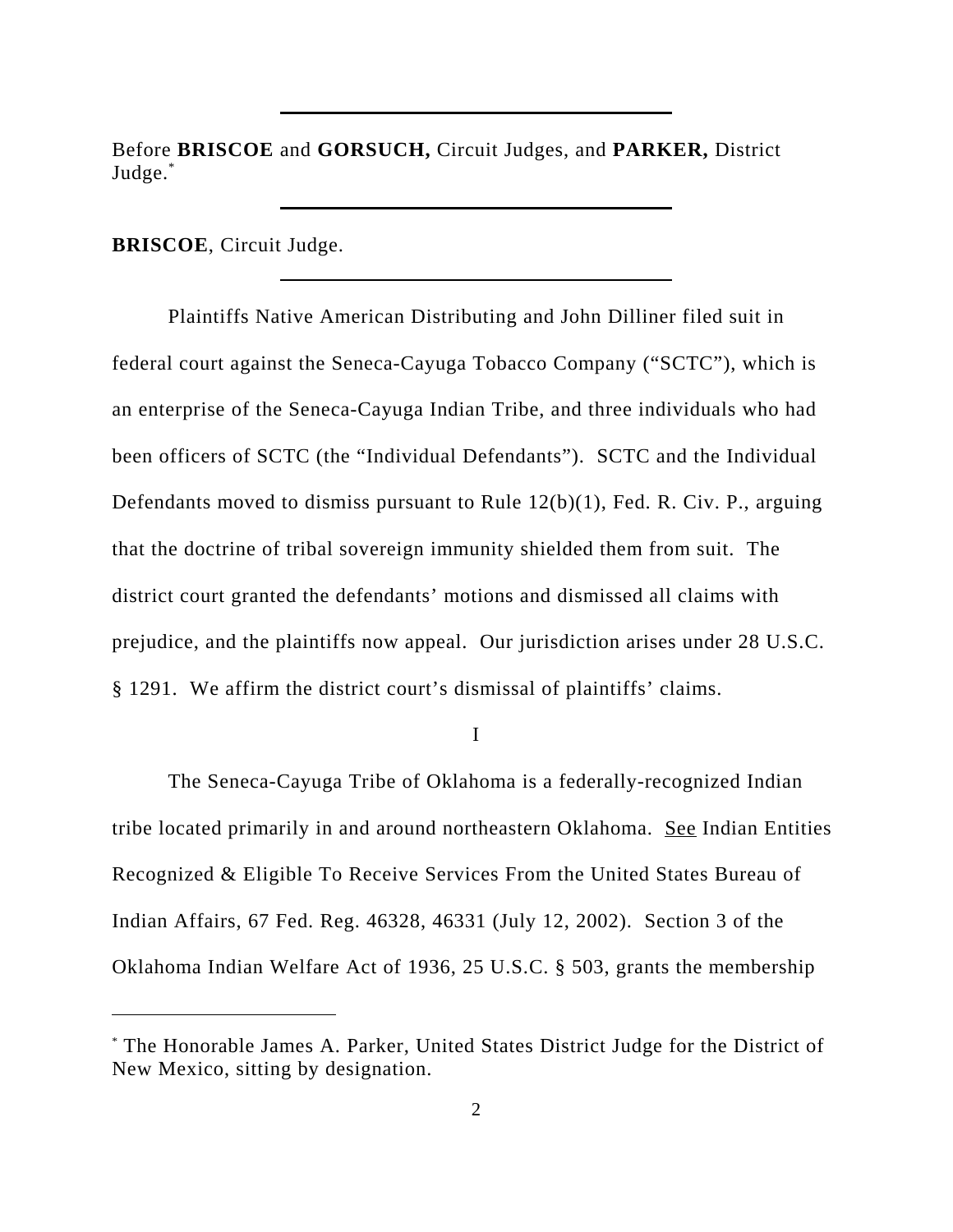Before **BRISCOE** and **GORSUCH,** Circuit Judges, and **PARKER,** District Judge.*

**BRISCOE**, Circuit Judge.

Plaintiffs Native American Distributing and John Dilliner filed suit in federal court against the Seneca-Cayuga Tobacco Company ("SCTC"), which is an enterprise of the Seneca-Cayuga Indian Tribe, and three individuals who had been officers of SCTC (the "Individual Defendants"). SCTC and the Individual Defendants moved to dismiss pursuant to Rule 12(b)(1), Fed. R. Civ. P., arguing that the doctrine of tribal sovereign immunity shielded them from suit. The district court granted the defendants' motions and dismissed all claims with prejudice, and the plaintiffs now appeal. Our jurisdiction arises under 28 U.S.C. § 1291. We affirm the district court's dismissal of plaintiffs' claims.

I

The Seneca-Cayuga Tribe of Oklahoma is a federally-recognized Indian tribe located primarily in and around northeastern Oklahoma. See Indian Entities Recognized & Eligible To Receive Services From the United States Bureau of Indian Affairs, 67 Fed. Reg. 46328, 46331 (July 12, 2002). Section 3 of the Oklahoma Indian Welfare Act of 1936, 25 U.S.C. § 503, grants the membership

---

* The Honorable James A. Parker, United States District Judge for the District of New Mexico, sitting by designation.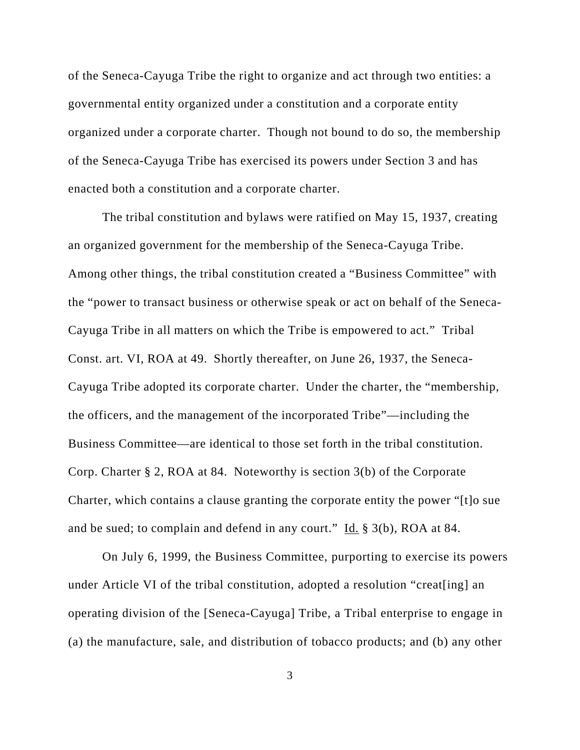of the Seneca-Cayuga Tribe the right to organize and act through two entities: a governmental entity organized under a constitution and a corporate entity organized under a corporate charter. Though not bound to do so, the membership of the Seneca-Cayuga Tribe has exercised its powers under Section 3 and has enacted both a constitution and a corporate charter.

The tribal constitution and bylaws were ratified on May 15, 1937, creating an organized government for the membership of the Seneca-Cayuga Tribe. Among other things, the tribal constitution created a "Business Committee" with the "power to transact business or otherwise speak or act on behalf of the Seneca-Cayuga Tribe in all matters on which the Tribe is empowered to act." Tribal Const. art. VI, ROA at 49. Shortly thereafter, on June 26, 1937, the Seneca-Cayuga Tribe adopted its corporate charter. Under the charter, the "membership, the officers, and the management of the incorporated Tribe"—including the Business Committee—are identical to those set forth in the tribal constitution. Corp. Charter § 2, ROA at 84. Noteworthy is section 3(b) of the Corporate Charter, which contains a clause granting the corporate entity the power "[t]o sue and be sued; to complain and defend in any court." Id. § 3(b), ROA at 84.

On July 6, 1999, the Business Committee, purporting to exercise its powers under Article VI of the tribal constitution, adopted a resolution "creat[ing] an operating division of the [Seneca-Cayuga] Tribe, a Tribal enterprise to engage in (a) the manufacture, sale, and distribution of tobacco products; and (b) any other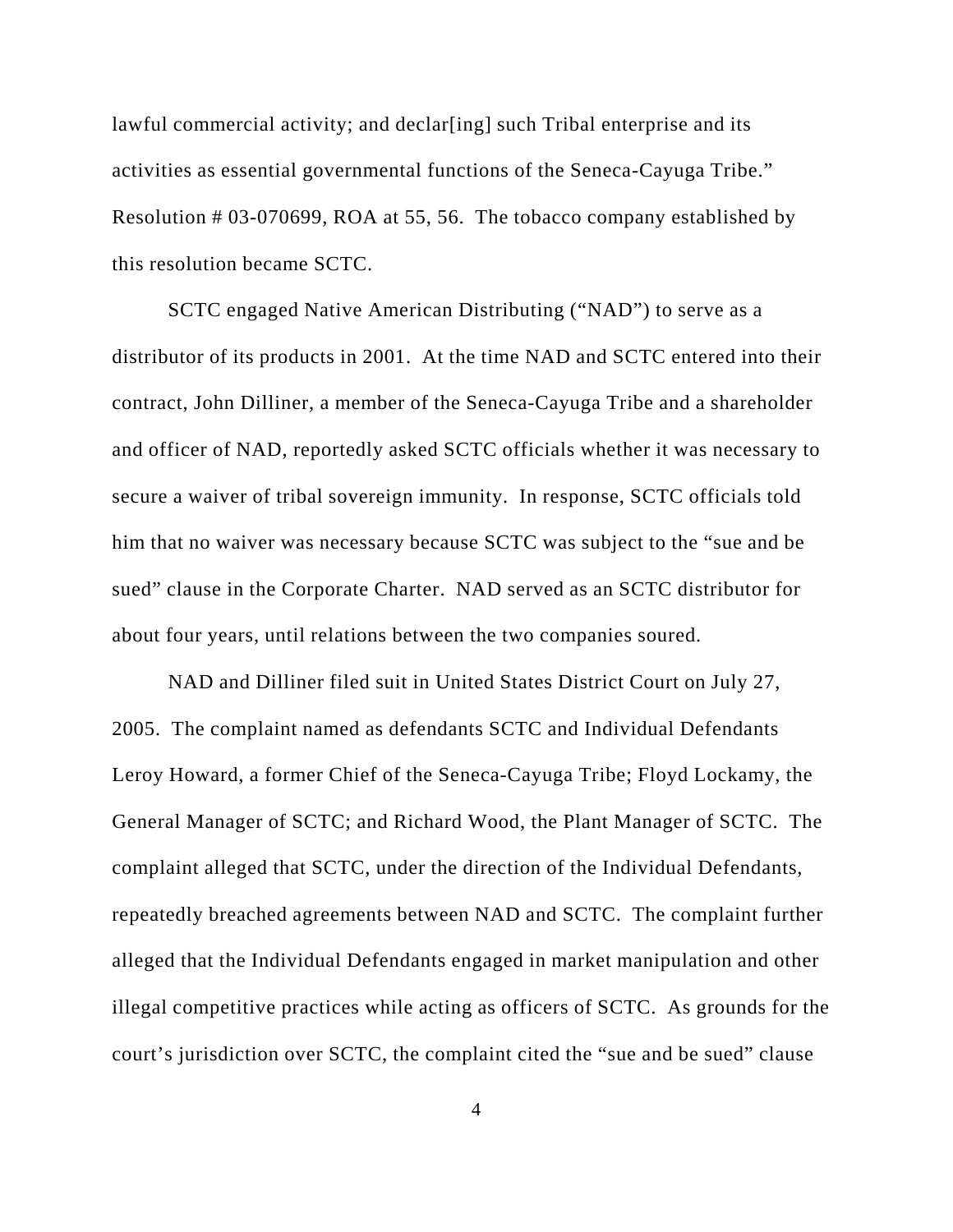lawful commercial activity; and declar[ing] such Tribal enterprise and its activities as essential governmental functions of the Seneca-Cayuga Tribe." Resolution # 03-070699, ROA at 55, 56. The tobacco company established by this resolution became SCTC.

SCTC engaged Native American Distributing ("NAD") to serve as a distributor of its products in 2001. At the time NAD and SCTC entered into their contract, John Dilliner, a member of the Seneca-Cayuga Tribe and a shareholder and officer of NAD, reportedly asked SCTC officials whether it was necessary to secure a waiver of tribal sovereign immunity. In response, SCTC officials told him that no waiver was necessary because SCTC was subject to the "sue and be sued" clause in the Corporate Charter. NAD served as an SCTC distributor for about four years, until relations between the two companies soured.

NAD and Dilliner filed suit in United States District Court on July 27, 2005. The complaint named as defendants SCTC and Individual Defendants Leroy Howard, a former Chief of the Seneca-Cayuga Tribe; Floyd Lockamy, the General Manager of SCTC; and Richard Wood, the Plant Manager of SCTC. The complaint alleged that SCTC, under the direction of the Individual Defendants, repeatedly breached agreements between NAD and SCTC. The complaint further alleged that the Individual Defendants engaged in market manipulation and other illegal competitive practices while acting as officers of SCTC. As grounds for the court's jurisdiction over SCTC, the complaint cited the "sue and be sued" clause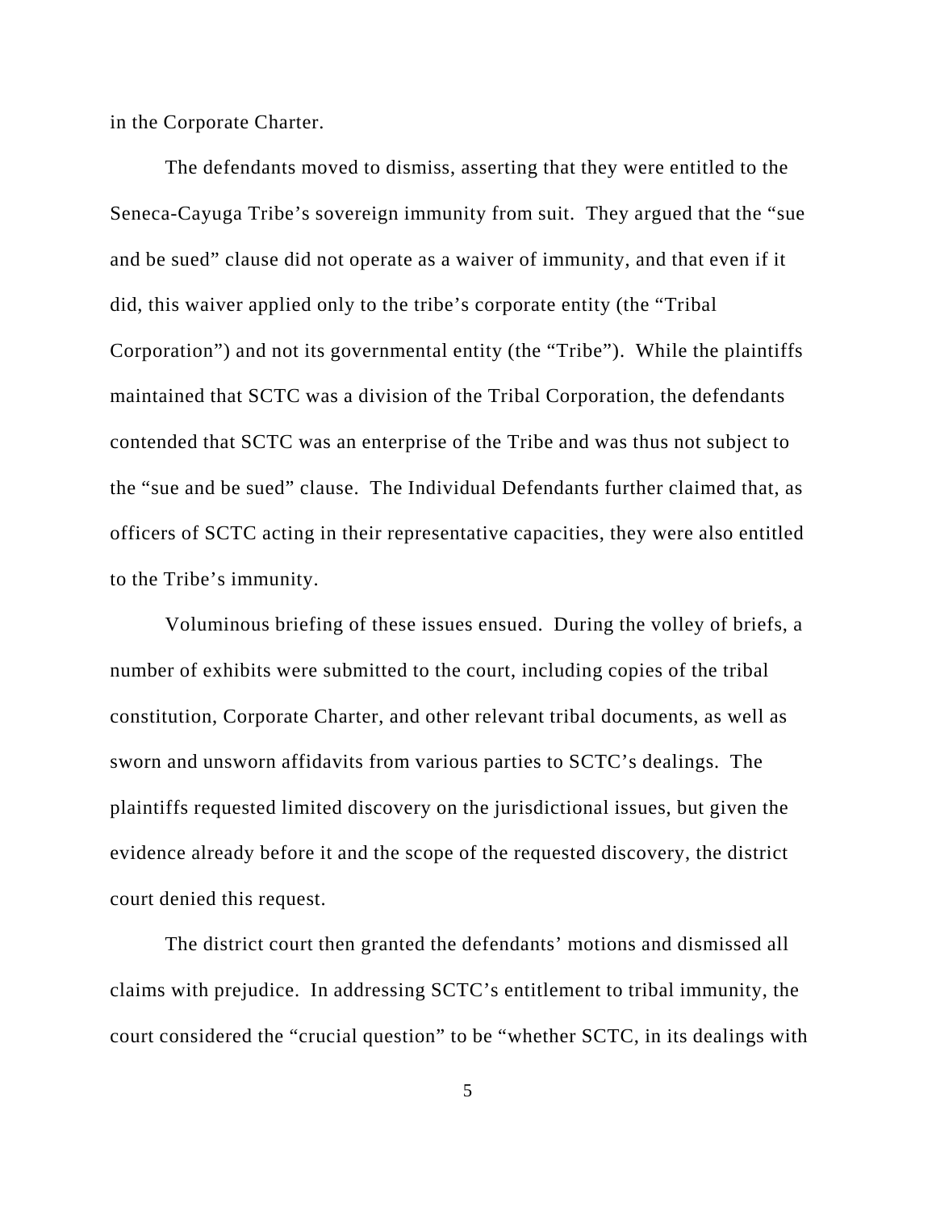in the Corporate Charter.

The defendants moved to dismiss, asserting that they were entitled to the Seneca-Cayuga Tribe's sovereign immunity from suit. They argued that the "sue and be sued" clause did not operate as a waiver of immunity, and that even if it did, this waiver applied only to the tribe's corporate entity (the "Tribal Corporation") and not its governmental entity (the "Tribe"). While the plaintiffs maintained that SCTC was a division of the Tribal Corporation, the defendants contended that SCTC was an enterprise of the Tribe and was thus not subject to the "sue and be sued" clause. The Individual Defendants further claimed that, as officers of SCTC acting in their representative capacities, they were also entitled to the Tribe's immunity.

Voluminous briefing of these issues ensued. During the volley of briefs, a number of exhibits were submitted to the court, including copies of the tribal constitution, Corporate Charter, and other relevant tribal documents, as well as sworn and unsworn affidavits from various parties to SCTC's dealings. The plaintiffs requested limited discovery on the jurisdictional issues, but given the evidence already before it and the scope of the requested discovery, the district court denied this request.

The district court then granted the defendants' motions and dismissed all claims with prejudice. In addressing SCTC's entitlement to tribal immunity, the court considered the "crucial question" to be "whether SCTC, in its dealings with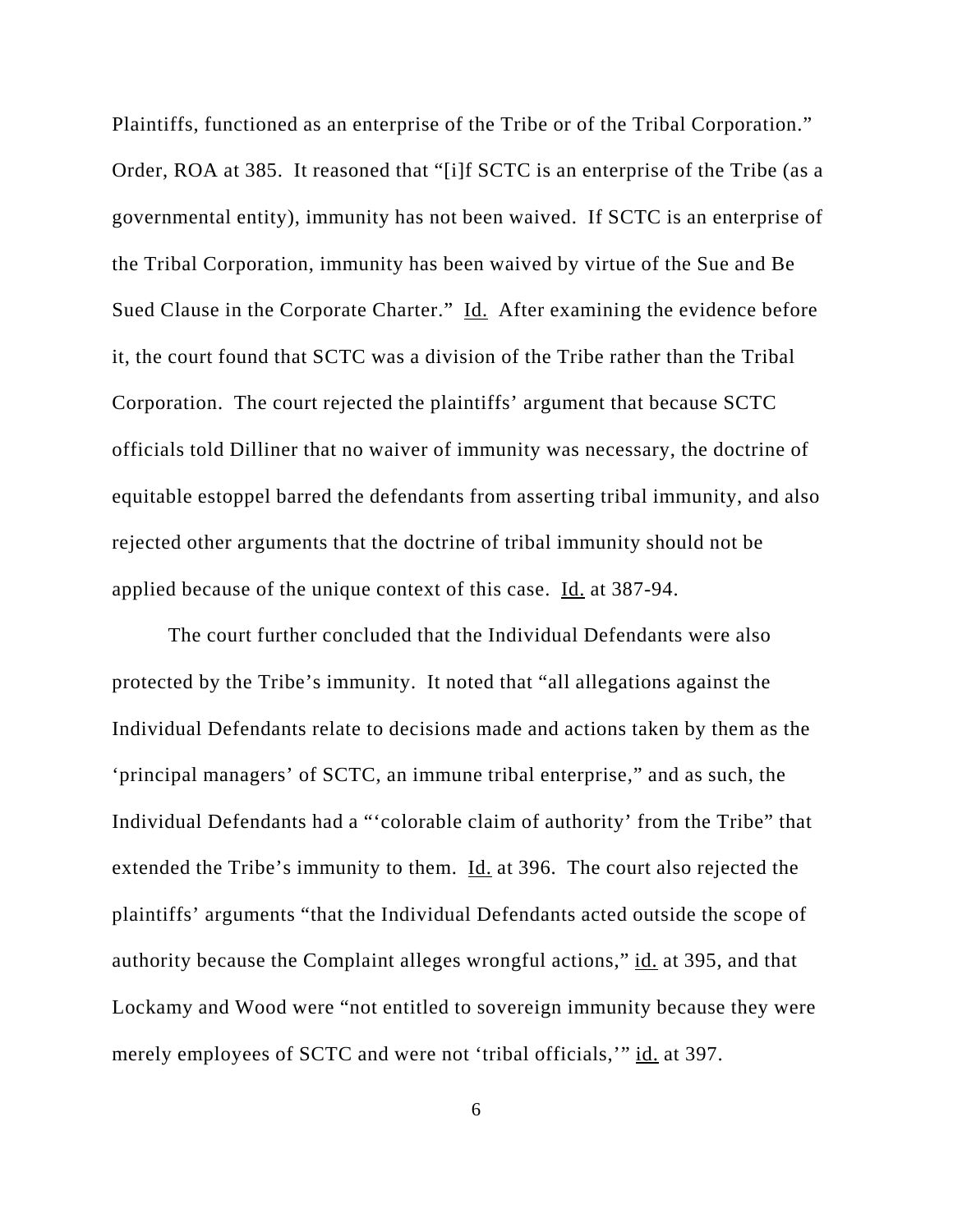Plaintiffs, functioned as an enterprise of the Tribe or of the Tribal Corporation." Order, ROA at 385. It reasoned that "[i]f SCTC is an enterprise of the Tribe (as a governmental entity), immunity has not been waived. If SCTC is an enterprise of the Tribal Corporation, immunity has been waived by virtue of the Sue and Be Sued Clause in the Corporate Charter." Id. After examining the evidence before it, the court found that SCTC was a division of the Tribe rather than the Tribal Corporation. The court rejected the plaintiffs' argument that because SCTC officials told Dilliner that no waiver of immunity was necessary, the doctrine of equitable estoppel barred the defendants from asserting tribal immunity, and also rejected other arguments that the doctrine of tribal immunity should not be applied because of the unique context of this case. Id. at 387-94.

The court further concluded that the Individual Defendants were also protected by the Tribe's immunity. It noted that "all allegations against the Individual Defendants relate to decisions made and actions taken by them as the 'principal managers' of SCTC, an immune tribal enterprise," and as such, the Individual Defendants had a "'colorable claim of authority' from the Tribe" that extended the Tribe's immunity to them. Id. at 396. The court also rejected the plaintiffs' arguments "that the Individual Defendants acted outside the scope of authority because the Complaint alleges wrongful actions," id. at 395, and that Lockamy and Wood were "not entitled to sovereign immunity because they were merely employees of SCTC and were not 'tribal officials,'" id. at 397.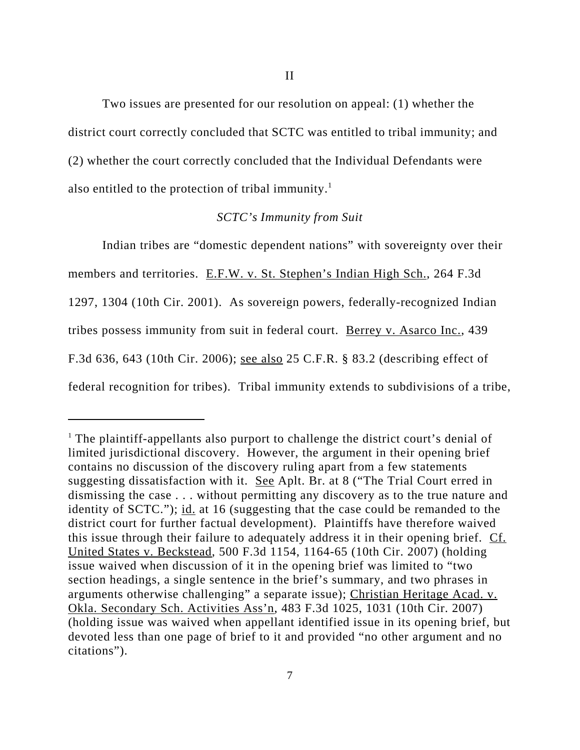## II

Two issues are presented for our resolution on appeal: (1) whether the district court correctly concluded that SCTC was entitled to tribal immunity; and (2) whether the court correctly concluded that the Individual Defendants were also entitled to the protection of tribal immunity.[1]

### *SCTC's Immunity from Suit*

Indian tribes are "domestic dependent nations" with sovereignty over their members and territories. E.F.W. v. St. Stephen's Indian High Sch., 264 F.3d 1297, 1304 (10th Cir. 2001). As sovereign powers, federally-recognized Indian tribes possess immunity from suit in federal court. Berrey v. Asarco Inc., 439 F.3d 636, 643 (10th Cir. 2006); see also 25 C.F.R. § 83.2 (describing effect of federal recognition for tribes). Tribal immunity extends to subdivisions of a tribe,

---

[1] The plaintiff-appellants also purport to challenge the district court's denial of limited jurisdictional discovery. However, the argument in their opening brief contains no discussion of the discovery ruling apart from a few statements suggesting dissatisfaction with it. See Aplt. Br. at 8 ("The Trial Court erred in dismissing the case . . . without permitting any discovery as to the true nature and identity of SCTC."); id. at 16 (suggesting that the case could be remanded to the district court for further factual development). Plaintiffs have therefore waived this issue through their failure to adequately address it in their opening brief. Cf. United States v. Beckstead, 500 F.3d 1154, 1164-65 (10th Cir. 2007) (holding issue waived when discussion of it in the opening brief was limited to "two section headings, a single sentence in the brief's summary, and two phrases in arguments otherwise challenging" a separate issue); Christian Heritage Acad. v. Okla. Secondary Sch. Activities Ass'n, 483 F.3d 1025, 1031 (10th Cir. 2007) (holding issue was waived when appellant identified issue in its opening brief, but devoted less than one page of brief to it and provided "no other argument and no citations").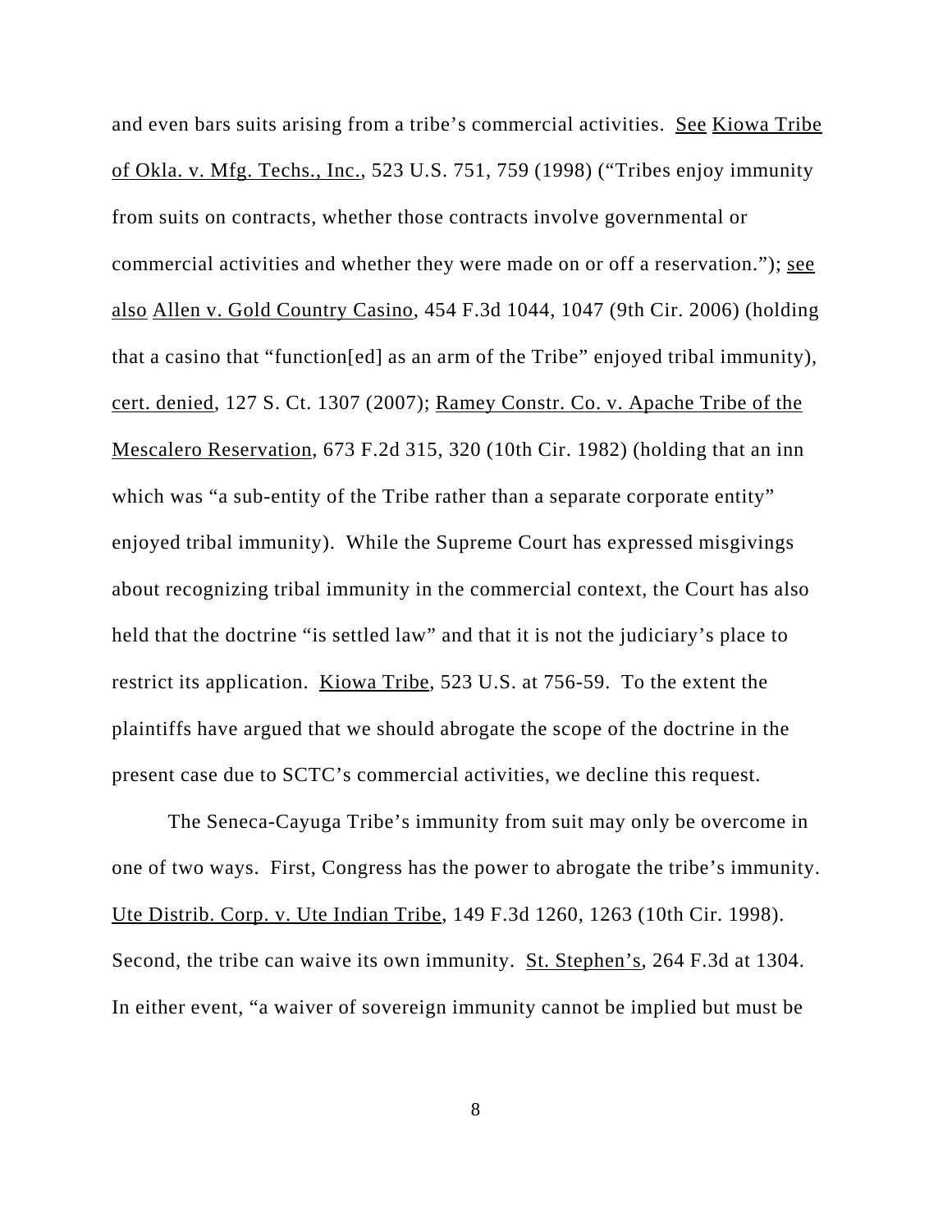and even bars suits arising from a tribe's commercial activities. See Kiowa Tribe of Okla. v. Mfg. Techs., Inc., 523 U.S. 751, 759 (1998) ("Tribes enjoy immunity from suits on contracts, whether those contracts involve governmental or commercial activities and whether they were made on or off a reservation."); see also Allen v. Gold Country Casino, 454 F.3d 1044, 1047 (9th Cir. 2006) (holding that a casino that "function[ed] as an arm of the Tribe" enjoyed tribal immunity), cert. denied, 127 S. Ct. 1307 (2007); Ramey Constr. Co. v. Apache Tribe of the Mescalero Reservation, 673 F.2d 315, 320 (10th Cir. 1982) (holding that an inn which was "a sub-entity of the Tribe rather than a separate corporate entity" enjoyed tribal immunity). While the Supreme Court has expressed misgivings about recognizing tribal immunity in the commercial context, the Court has also held that the doctrine "is settled law" and that it is not the judiciary's place to restrict its application. Kiowa Tribe, 523 U.S. at 756-59. To the extent the plaintiffs have argued that we should abrogate the scope of the doctrine in the present case due to SCTC's commercial activities, we decline this request.

The Seneca-Cayuga Tribe's immunity from suit may only be overcome in one of two ways. First, Congress has the power to abrogate the tribe's immunity. Ute Distrib. Corp. v. Ute Indian Tribe, 149 F.3d 1260, 1263 (10th Cir. 1998). Second, the tribe can waive its own immunity. St. Stephen's, 264 F.3d at 1304. In either event, "a waiver of sovereign immunity cannot be implied but must be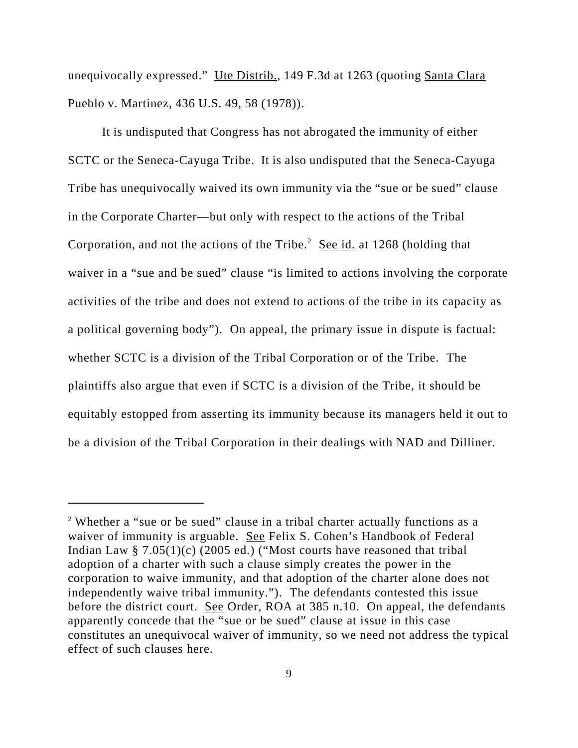unequivocally expressed." Ute Distrib., 149 F.3d at 1263 (quoting Santa Clara Pueblo v. Martinez, 436 U.S. 49, 58 (1978)).

It is undisputed that Congress has not abrogated the immunity of either SCTC or the Seneca-Cayuga Tribe. It is also undisputed that the Seneca-Cayuga Tribe has unequivocally waived its own immunity via the "sue or be sued" clause in the Corporate Charter—but only with respect to the actions of the Tribal Corporation, and not the actions of the Tribe.[2] See id. at 1268 (holding that waiver in a "sue and be sued" clause "is limited to actions involving the corporate activities of the tribe and does not extend to actions of the tribe in its capacity as a political governing body"). On appeal, the primary issue in dispute is factual: whether SCTC is a division of the Tribal Corporation or of the Tribe. The plaintiffs also argue that even if SCTC is a division of the Tribe, it should be equitably estopped from asserting its immunity because its managers held it out to be a division of the Tribal Corporation in their dealings with NAD and Dilliner.

---

[2] Whether a "sue or be sued" clause in a tribal charter actually functions as a waiver of immunity is arguable. See Felix S. Cohen's Handbook of Federal Indian Law § 7.05(1)(c) (2005 ed.) ("Most courts have reasoned that tribal adoption of a charter with such a clause simply creates the power in the corporation to waive immunity, and that adoption of the charter alone does not independently waive tribal immunity."). The defendants contested this issue before the district court. See Order, ROA at 385 n.10. On appeal, the defendants apparently concede that the "sue or be sued" clause at issue in this case constitutes an unequivocal waiver of immunity, so we need not address the typical effect of such clauses here.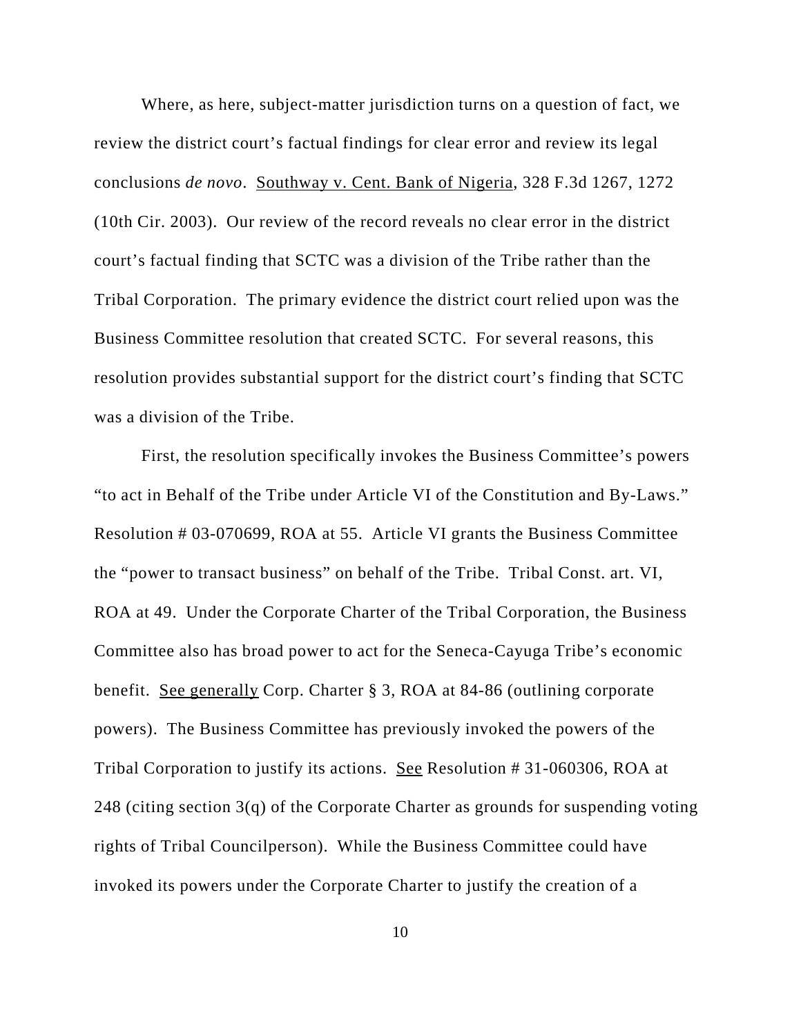Where, as here, subject-matter jurisdiction turns on a question of fact, we review the district court's factual findings for clear error and review its legal conclusions *de novo*. Southway v. Cent. Bank of Nigeria, 328 F.3d 1267, 1272 (10th Cir. 2003). Our review of the record reveals no clear error in the district court's factual finding that SCTC was a division of the Tribe rather than the Tribal Corporation. The primary evidence the district court relied upon was the Business Committee resolution that created SCTC. For several reasons, this resolution provides substantial support for the district court's finding that SCTC was a division of the Tribe.

First, the resolution specifically invokes the Business Committee's powers "to act in Behalf of the Tribe under Article VI of the Constitution and By-Laws." Resolution # 03-070699, ROA at 55. Article VI grants the Business Committee the "power to transact business" on behalf of the Tribe. Tribal Const. art. VI, ROA at 49. Under the Corporate Charter of the Tribal Corporation, the Business Committee also has broad power to act for the Seneca-Cayuga Tribe's economic benefit. See generally Corp. Charter § 3, ROA at 84-86 (outlining corporate powers). The Business Committee has previously invoked the powers of the Tribal Corporation to justify its actions. See Resolution # 31-060306, ROA at 248 (citing section 3(q) of the Corporate Charter as grounds for suspending voting rights of Tribal Councilperson). While the Business Committee could have invoked its powers under the Corporate Charter to justify the creation of a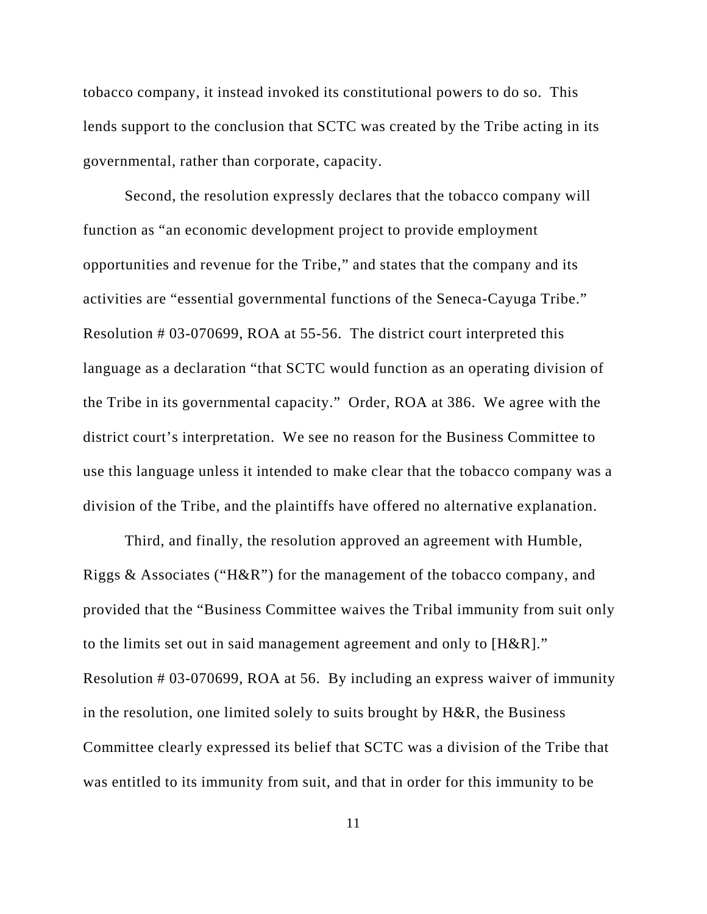tobacco company, it instead invoked its constitutional powers to do so. This lends support to the conclusion that SCTC was created by the Tribe acting in its governmental, rather than corporate, capacity.

Second, the resolution expressly declares that the tobacco company will function as "an economic development project to provide employment opportunities and revenue for the Tribe," and states that the company and its activities are "essential governmental functions of the Seneca-Cayuga Tribe." Resolution # 03-070699, ROA at 55-56. The district court interpreted this language as a declaration "that SCTC would function as an operating division of the Tribe in its governmental capacity." Order, ROA at 386. We agree with the district court's interpretation. We see no reason for the Business Committee to use this language unless it intended to make clear that the tobacco company was a division of the Tribe, and the plaintiffs have offered no alternative explanation.

Third, and finally, the resolution approved an agreement with Humble, Riggs & Associates ("H&R") for the management of the tobacco company, and provided that the "Business Committee waives the Tribal immunity from suit only to the limits set out in said management agreement and only to [H&R]." Resolution # 03-070699, ROA at 56. By including an express waiver of immunity in the resolution, one limited solely to suits brought by H&R, the Business Committee clearly expressed its belief that SCTC was a division of the Tribe that was entitled to its immunity from suit, and that in order for this immunity to be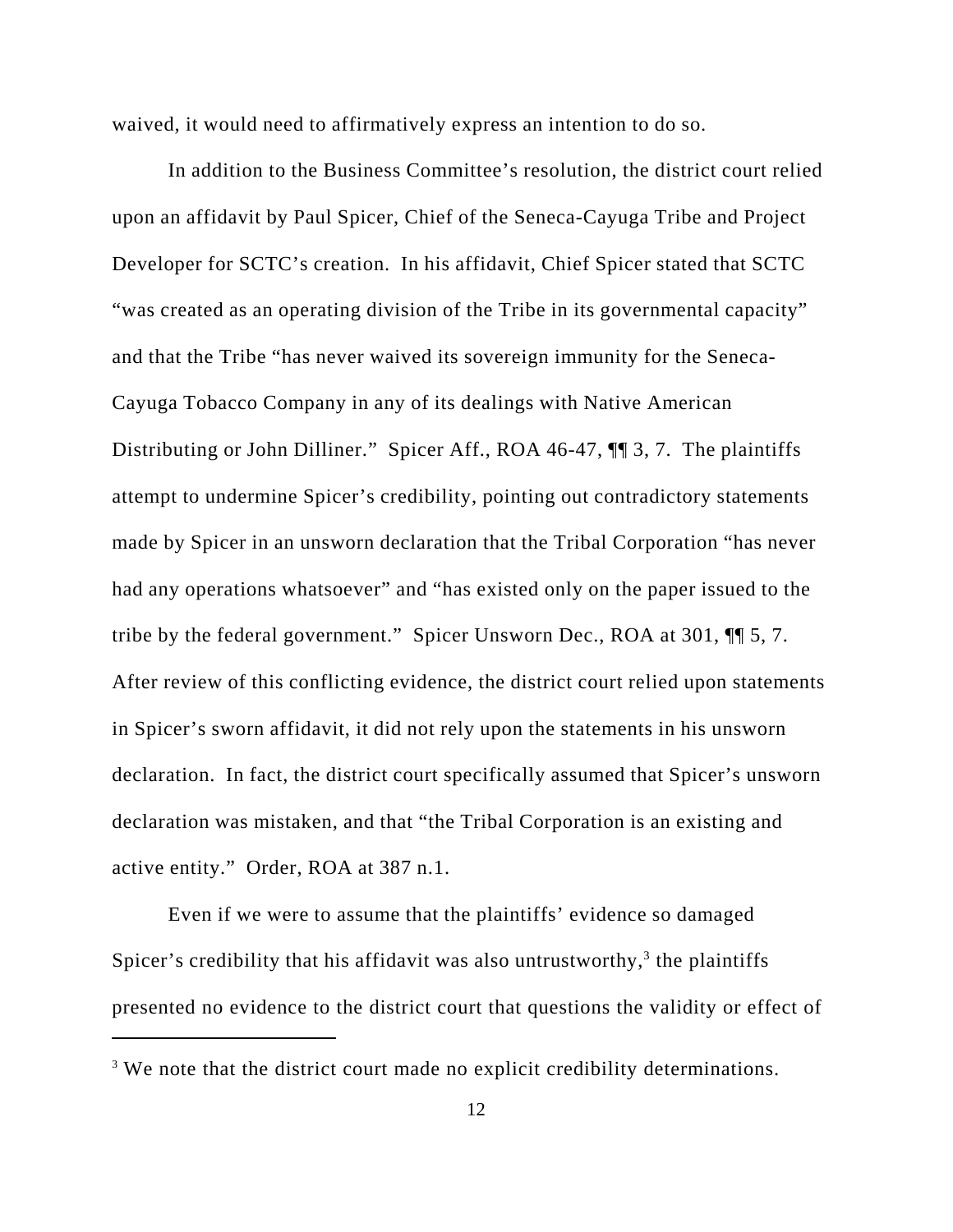waived, it would need to affirmatively express an intention to do so.

In addition to the Business Committee's resolution, the district court relied upon an affidavit by Paul Spicer, Chief of the Seneca-Cayuga Tribe and Project Developer for SCTC's creation. In his affidavit, Chief Spicer stated that SCTC "was created as an operating division of the Tribe in its governmental capacity" and that the Tribe "has never waived its sovereign immunity for the Seneca-Cayuga Tobacco Company in any of its dealings with Native American Distributing or John Dilliner." Spicer Aff., ROA 46-47, ¶¶ 3, 7. The plaintiffs attempt to undermine Spicer's credibility, pointing out contradictory statements made by Spicer in an unsworn declaration that the Tribal Corporation "has never had any operations whatsoever" and "has existed only on the paper issued to the tribe by the federal government." Spicer Unsworn Dec., ROA at 301, ¶¶ 5, 7. After review of this conflicting evidence, the district court relied upon statements in Spicer's sworn affidavit, it did not rely upon the statements in his unsworn declaration. In fact, the district court specifically assumed that Spicer's unsworn declaration was mistaken, and that "the Tribal Corporation is an existing and active entity." Order, ROA at 387 n.1.

Even if we were to assume that the plaintiffs' evidence so damaged Spicer's credibility that his affidavit was also untrustworthy,[3] the plaintiffs presented no evidence to the district court that questions the validity or effect of

[3] We note that the district court made no explicit credibility determinations.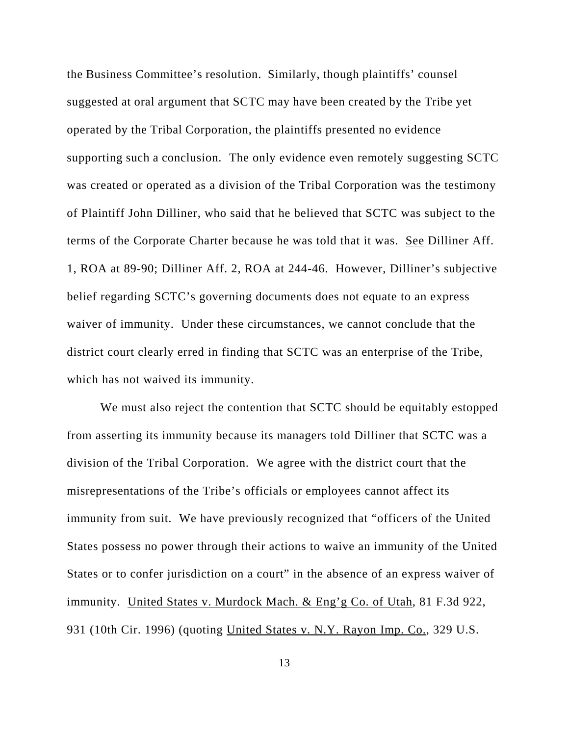the Business Committee's resolution. Similarly, though plaintiffs' counsel suggested at oral argument that SCTC may have been created by the Tribe yet operated by the Tribal Corporation, the plaintiffs presented no evidence supporting such a conclusion. The only evidence even remotely suggesting SCTC was created or operated as a division of the Tribal Corporation was the testimony of Plaintiff John Dilliner, who said that he believed that SCTC was subject to the terms of the Corporate Charter because he was told that it was. See Dilliner Aff. 1, ROA at 89-90; Dilliner Aff. 2, ROA at 244-46. However, Dilliner's subjective belief regarding SCTC's governing documents does not equate to an express waiver of immunity. Under these circumstances, we cannot conclude that the district court clearly erred in finding that SCTC was an enterprise of the Tribe, which has not waived its immunity.

We must also reject the contention that SCTC should be equitably estopped from asserting its immunity because its managers told Dilliner that SCTC was a division of the Tribal Corporation. We agree with the district court that the misrepresentations of the Tribe's officials or employees cannot affect its immunity from suit. We have previously recognized that "officers of the United States possess no power through their actions to waive an immunity of the United States or to confer jurisdiction on a court" in the absence of an express waiver of immunity. United States v. Murdock Mach. & Eng'g Co. of Utah, 81 F.3d 922, 931 (10th Cir. 1996) (quoting United States v. N.Y. Rayon Imp. Co., 329 U.S.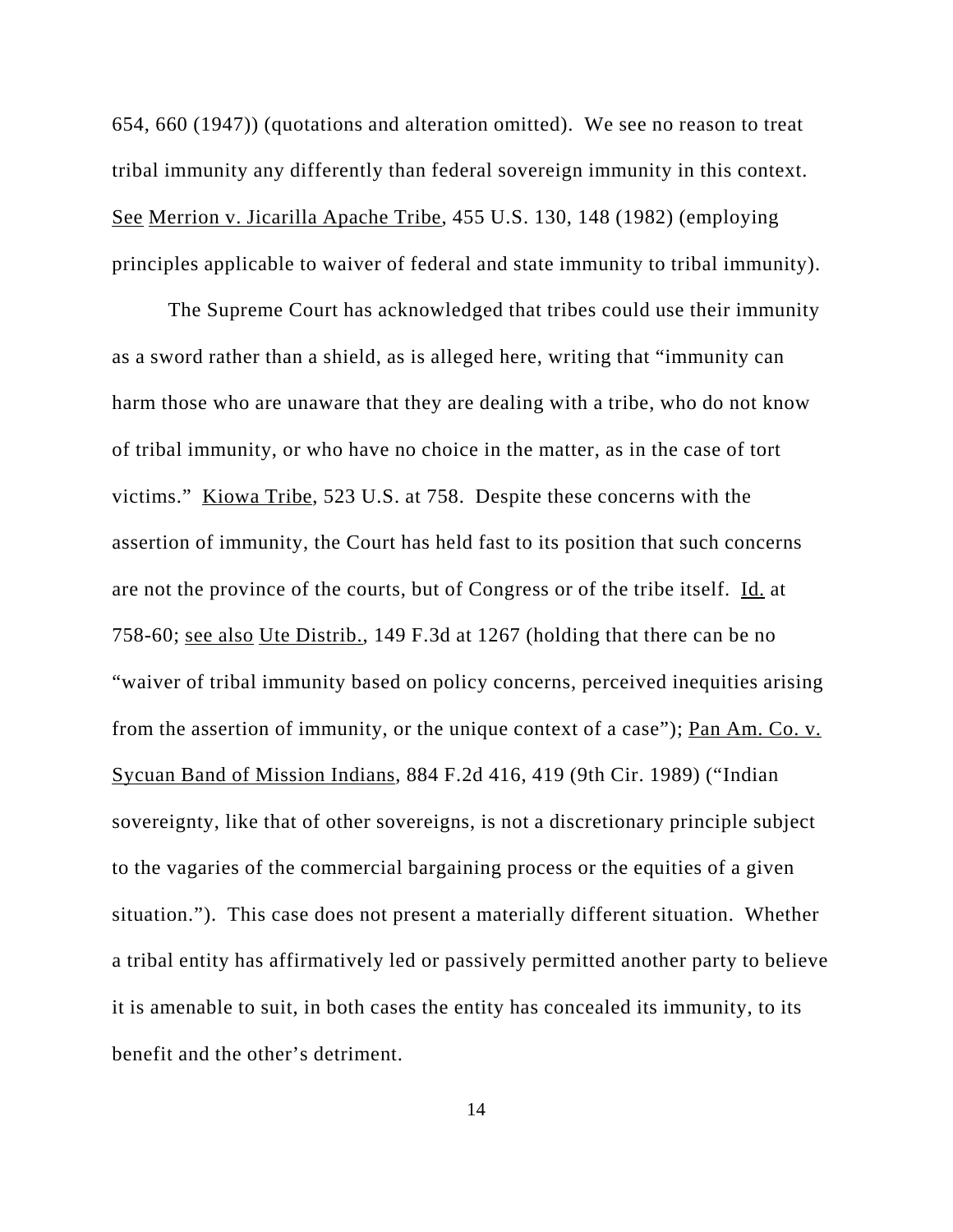654, 660 (1947)) (quotations and alteration omitted). We see no reason to treat tribal immunity any differently than federal sovereign immunity in this context. See Merrion v. Jicarilla Apache Tribe, 455 U.S. 130, 148 (1982) (employing principles applicable to waiver of federal and state immunity to tribal immunity).

The Supreme Court has acknowledged that tribes could use their immunity as a sword rather than a shield, as is alleged here, writing that "immunity can harm those who are unaware that they are dealing with a tribe, who do not know of tribal immunity, or who have no choice in the matter, as in the case of tort victims." Kiowa Tribe, 523 U.S. at 758. Despite these concerns with the assertion of immunity, the Court has held fast to its position that such concerns are not the province of the courts, but of Congress or of the tribe itself. Id. at 758-60; see also Ute Distrib., 149 F.3d at 1267 (holding that there can be no "waiver of tribal immunity based on policy concerns, perceived inequities arising from the assertion of immunity, or the unique context of a case"); Pan Am. Co. v. Sycuan Band of Mission Indians, 884 F.2d 416, 419 (9th Cir. 1989) ("Indian sovereignty, like that of other sovereigns, is not a discretionary principle subject to the vagaries of the commercial bargaining process or the equities of a given situation."). This case does not present a materially different situation. Whether a tribal entity has affirmatively led or passively permitted another party to believe it is amenable to suit, in both cases the entity has concealed its immunity, to its benefit and the other's detriment.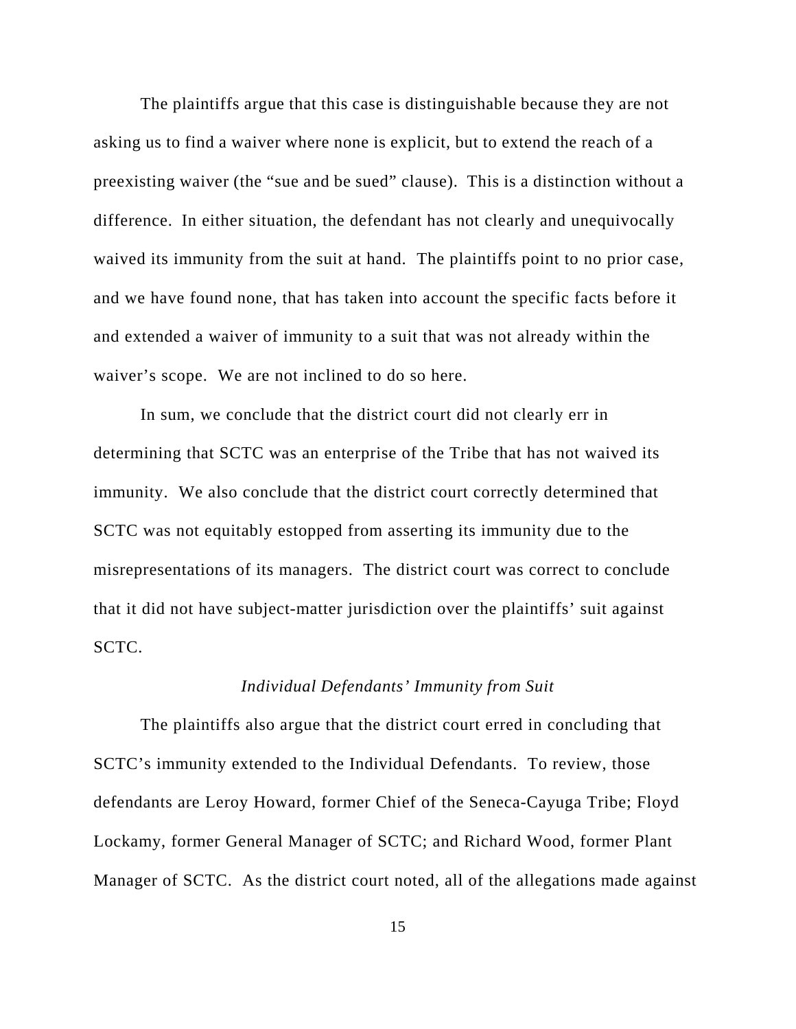The plaintiffs argue that this case is distinguishable because they are not asking us to find a waiver where none is explicit, but to extend the reach of a preexisting waiver (the "sue and be sued" clause). This is a distinction without a difference. In either situation, the defendant has not clearly and unequivocally waived its immunity from the suit at hand. The plaintiffs point to no prior case, and we have found none, that has taken into account the specific facts before it and extended a waiver of immunity to a suit that was not already within the waiver's scope. We are not inclined to do so here.

In sum, we conclude that the district court did not clearly err in determining that SCTC was an enterprise of the Tribe that has not waived its immunity. We also conclude that the district court correctly determined that SCTC was not equitably estopped from asserting its immunity due to the misrepresentations of its managers. The district court was correct to conclude that it did not have subject-matter jurisdiction over the plaintiffs' suit against SCTC.

*Individual Defendants' Immunity from Suit*

The plaintiffs also argue that the district court erred in concluding that SCTC's immunity extended to the Individual Defendants. To review, those defendants are Leroy Howard, former Chief of the Seneca-Cayuga Tribe; Floyd Lockamy, former General Manager of SCTC; and Richard Wood, former Plant Manager of SCTC. As the district court noted, all of the allegations made against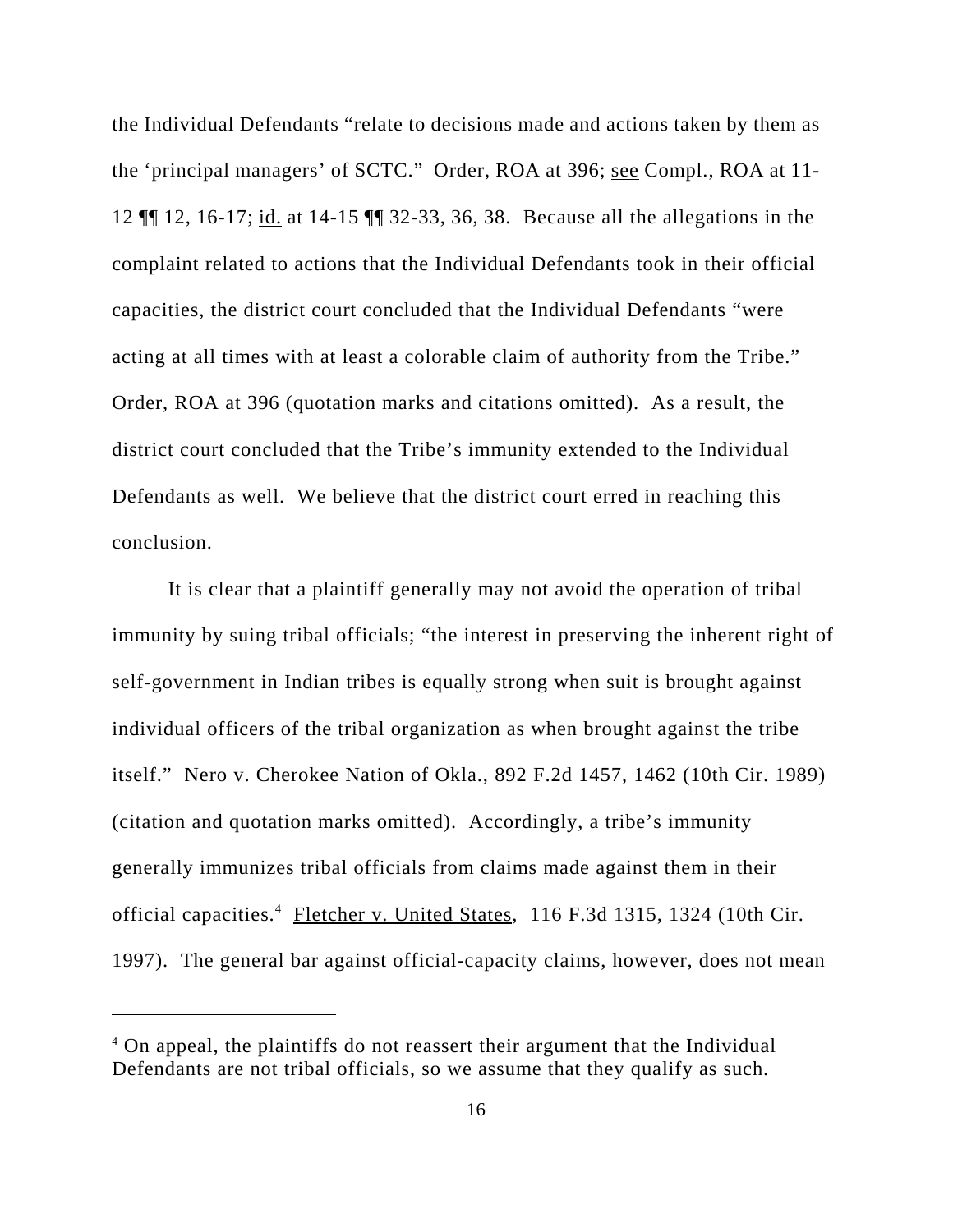the Individual Defendants "relate to decisions made and actions taken by them as the 'principal managers' of SCTC." Order, ROA at 396; see Compl., ROA at 11-12 ¶¶ 12, 16-17; id. at 14-15 ¶¶ 32-33, 36, 38. Because all the allegations in the complaint related to actions that the Individual Defendants took in their official capacities, the district court concluded that the Individual Defendants "were acting at all times with at least a colorable claim of authority from the Tribe." Order, ROA at 396 (quotation marks and citations omitted). As a result, the district court concluded that the Tribe's immunity extended to the Individual Defendants as well. We believe that the district court erred in reaching this conclusion.

It is clear that a plaintiff generally may not avoid the operation of tribal immunity by suing tribal officials; "the interest in preserving the inherent right of self-government in Indian tribes is equally strong when suit is brought against individual officers of the tribal organization as when brought against the tribe itself." Nero v. Cherokee Nation of Okla., 892 F.2d 1457, 1462 (10th Cir. 1989) (citation and quotation marks omitted). Accordingly, a tribe's immunity generally immunizes tribal officials from claims made against them in their official capacities.[4] Fletcher v. United States, 116 F.3d 1315, 1324 (10th Cir. 1997). The general bar against official-capacity claims, however, does not mean

[4] On appeal, the plaintiffs do not reassert their argument that the Individual Defendants are not tribal officials, so we assume that they qualify as such.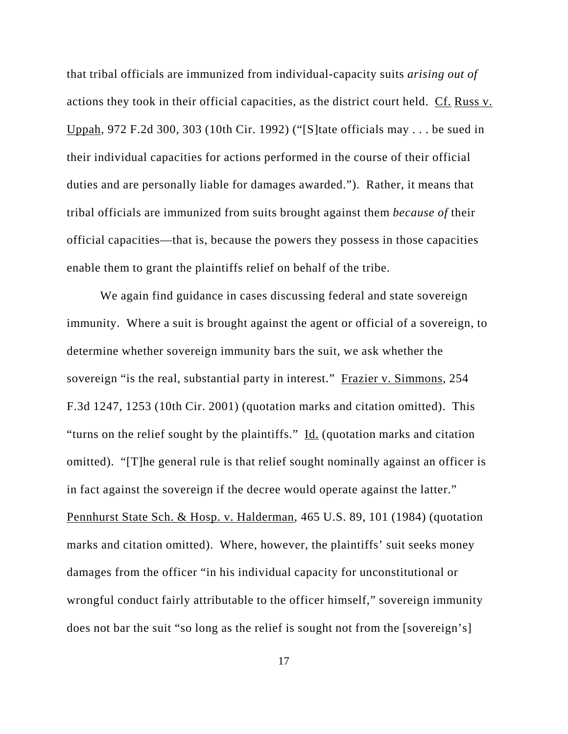that tribal officials are immunized from individual-capacity suits *arising out of* actions they took in their official capacities, as the district court held. Cf. Russ v. Uppah, 972 F.2d 300, 303 (10th Cir. 1992) ("[S]tate officials may . . . be sued in their individual capacities for actions performed in the course of their official duties and are personally liable for damages awarded."). Rather, it means that tribal officials are immunized from suits brought against them *because of* their official capacities—that is, because the powers they possess in those capacities enable them to grant the plaintiffs relief on behalf of the tribe.

We again find guidance in cases discussing federal and state sovereign immunity. Where a suit is brought against the agent or official of a sovereign, to determine whether sovereign immunity bars the suit, we ask whether the sovereign "is the real, substantial party in interest." Frazier v. Simmons, 254 F.3d 1247, 1253 (10th Cir. 2001) (quotation marks and citation omitted). This "turns on the relief sought by the plaintiffs." Id. (quotation marks and citation omitted). "[T]he general rule is that relief sought nominally against an officer is in fact against the sovereign if the decree would operate against the latter." Pennhurst State Sch. & Hosp. v. Halderman, 465 U.S. 89, 101 (1984) (quotation marks and citation omitted). Where, however, the plaintiffs' suit seeks money damages from the officer "in his individual capacity for unconstitutional or wrongful conduct fairly attributable to the officer himself," sovereign immunity does not bar the suit "so long as the relief is sought not from the [sovereign's]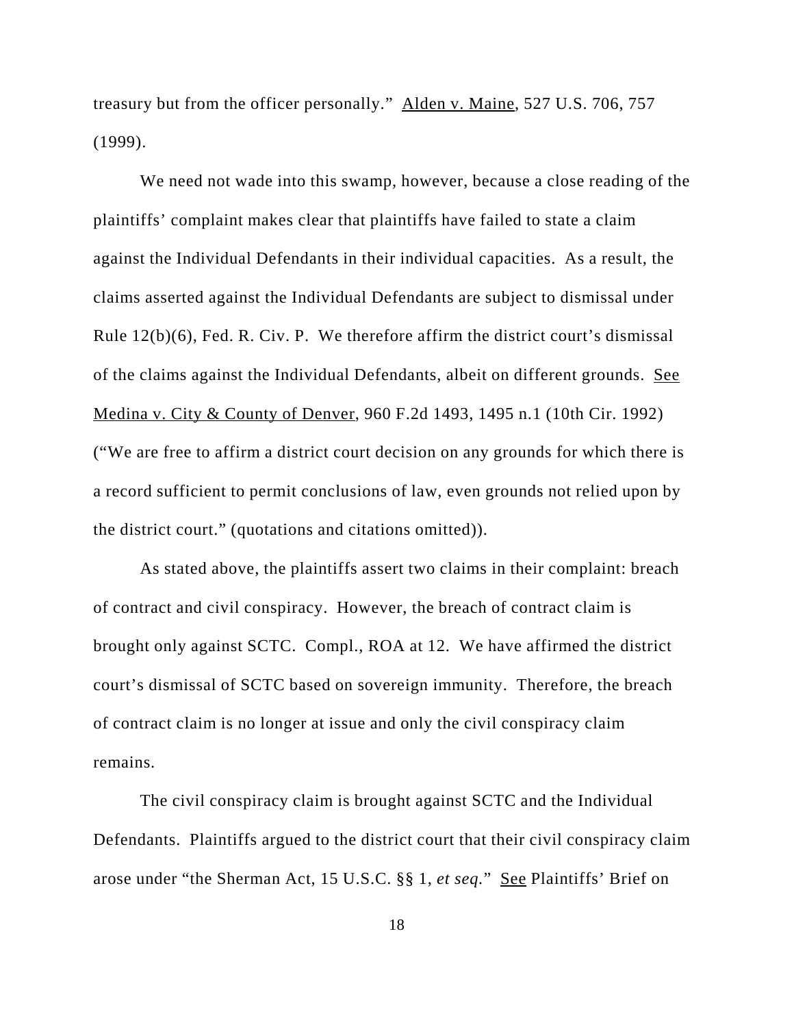treasury but from the officer personally." Alden v. Maine, 527 U.S. 706, 757 (1999).

We need not wade into this swamp, however, because a close reading of the plaintiffs' complaint makes clear that plaintiffs have failed to state a claim against the Individual Defendants in their individual capacities. As a result, the claims asserted against the Individual Defendants are subject to dismissal under Rule 12(b)(6), Fed. R. Civ. P. We therefore affirm the district court's dismissal of the claims against the Individual Defendants, albeit on different grounds. See Medina v. City & County of Denver, 960 F.2d 1493, 1495 n.1 (10th Cir. 1992) ("We are free to affirm a district court decision on any grounds for which there is a record sufficient to permit conclusions of law, even grounds not relied upon by the district court." (quotations and citations omitted)).

As stated above, the plaintiffs assert two claims in their complaint: breach of contract and civil conspiracy. However, the breach of contract claim is brought only against SCTC. Compl., ROA at 12. We have affirmed the district court's dismissal of SCTC based on sovereign immunity. Therefore, the breach of contract claim is no longer at issue and only the civil conspiracy claim remains.

The civil conspiracy claim is brought against SCTC and the Individual Defendants. Plaintiffs argued to the district court that their civil conspiracy claim arose under "the Sherman Act, 15 U.S.C. §§ 1, *et seq.*" See Plaintiffs' Brief on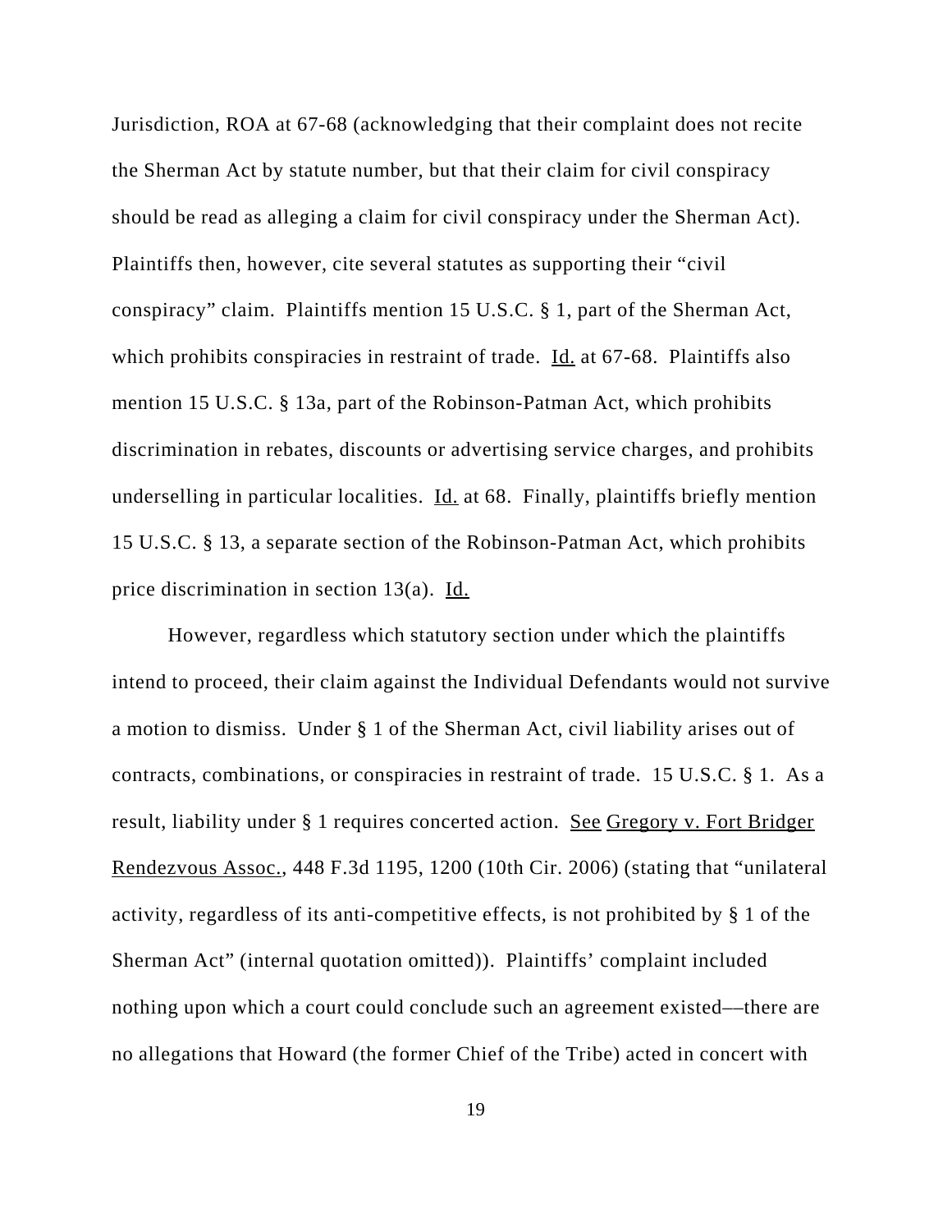Jurisdiction, ROA at 67-68 (acknowledging that their complaint does not recite the Sherman Act by statute number, but that their claim for civil conspiracy should be read as alleging a claim for civil conspiracy under the Sherman Act). Plaintiffs then, however, cite several statutes as supporting their "civil conspiracy" claim. Plaintiffs mention 15 U.S.C. § 1, part of the Sherman Act, which prohibits conspiracies in restraint of trade. Id. at 67-68. Plaintiffs also mention 15 U.S.C. § 13a, part of the Robinson-Patman Act, which prohibits discrimination in rebates, discounts or advertising service charges, and prohibits underselling in particular localities. Id. at 68. Finally, plaintiffs briefly mention 15 U.S.C. § 13, a separate section of the Robinson-Patman Act, which prohibits price discrimination in section 13(a). Id.

However, regardless which statutory section under which the plaintiffs intend to proceed, their claim against the Individual Defendants would not survive a motion to dismiss. Under § 1 of the Sherman Act, civil liability arises out of contracts, combinations, or conspiracies in restraint of trade. 15 U.S.C. § 1. As a result, liability under § 1 requires concerted action. See Gregory v. Fort Bridger Rendezvous Assoc., 448 F.3d 1195, 1200 (10th Cir. 2006) (stating that "unilateral activity, regardless of its anti-competitive effects, is not prohibited by § 1 of the Sherman Act" (internal quotation omitted)). Plaintiffs' complaint included nothing upon which a court could conclude such an agreement existed—there are no allegations that Howard (the former Chief of the Tribe) acted in concert with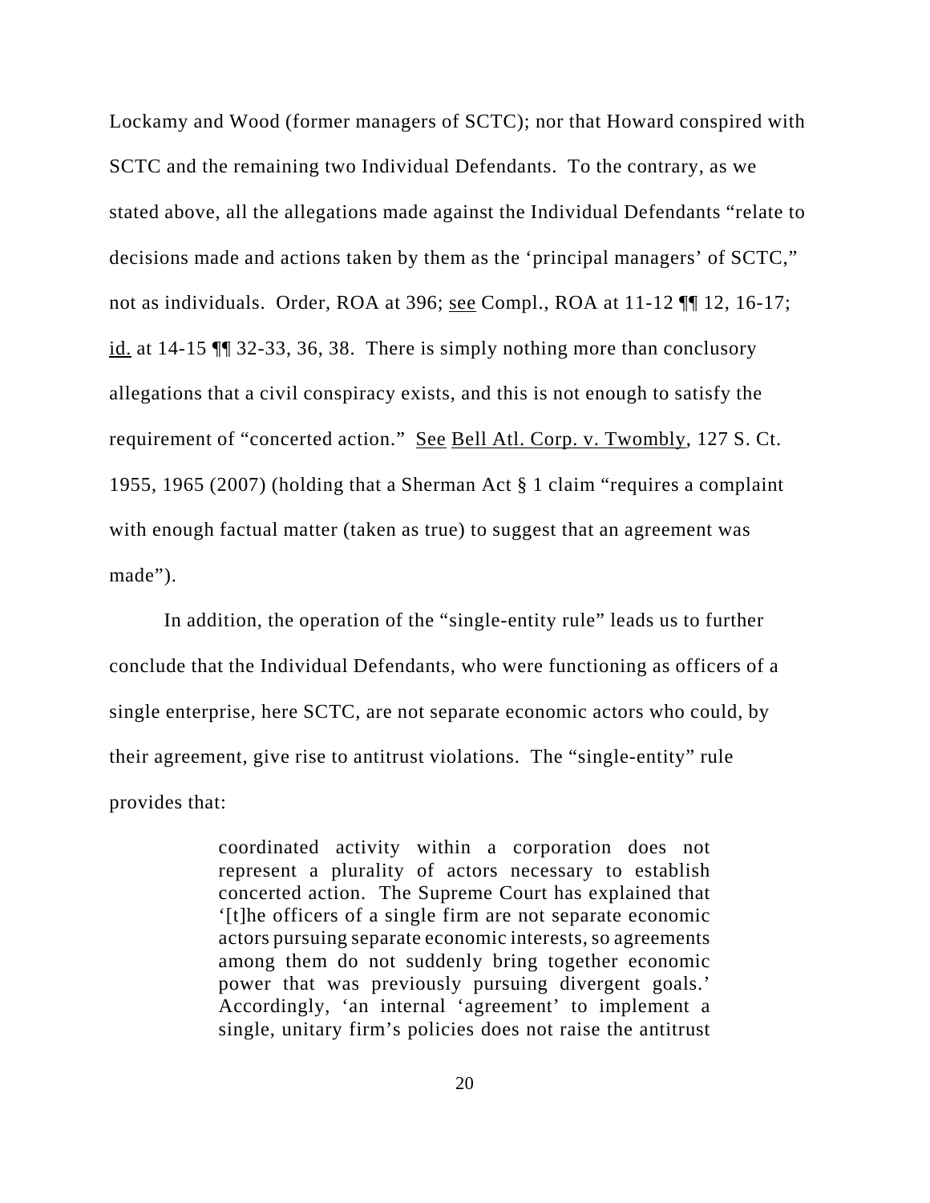Lockamy and Wood (former managers of SCTC); nor that Howard conspired with SCTC and the remaining two Individual Defendants. To the contrary, as we stated above, all the allegations made against the Individual Defendants "relate to decisions made and actions taken by them as the 'principal managers' of SCTC," not as individuals. Order, ROA at 396; see Compl., ROA at 11-12 ¶¶ 12, 16-17; id. at 14-15 ¶¶ 32-33, 36, 38. There is simply nothing more than conclusory allegations that a civil conspiracy exists, and this is not enough to satisfy the requirement of "concerted action." See Bell Atl. Corp. v. Twombly, 127 S. Ct. 1955, 1965 (2007) (holding that a Sherman Act § 1 claim "requires a complaint with enough factual matter (taken as true) to suggest that an agreement was made").

In addition, the operation of the "single-entity rule" leads us to further conclude that the Individual Defendants, who were functioning as officers of a single enterprise, here SCTC, are not separate economic actors who could, by their agreement, give rise to antitrust violations. The "single-entity" rule provides that:

> coordinated activity within a corporation does not represent a plurality of actors necessary to establish concerted action. The Supreme Court has explained that '[t]he officers of a single firm are not separate economic actors pursuing separate economic interests, so agreements among them do not suddenly bring together economic power that was previously pursuing divergent goals.' Accordingly, 'an internal 'agreement' to implement a single, unitary firm's policies does not raise the antitrust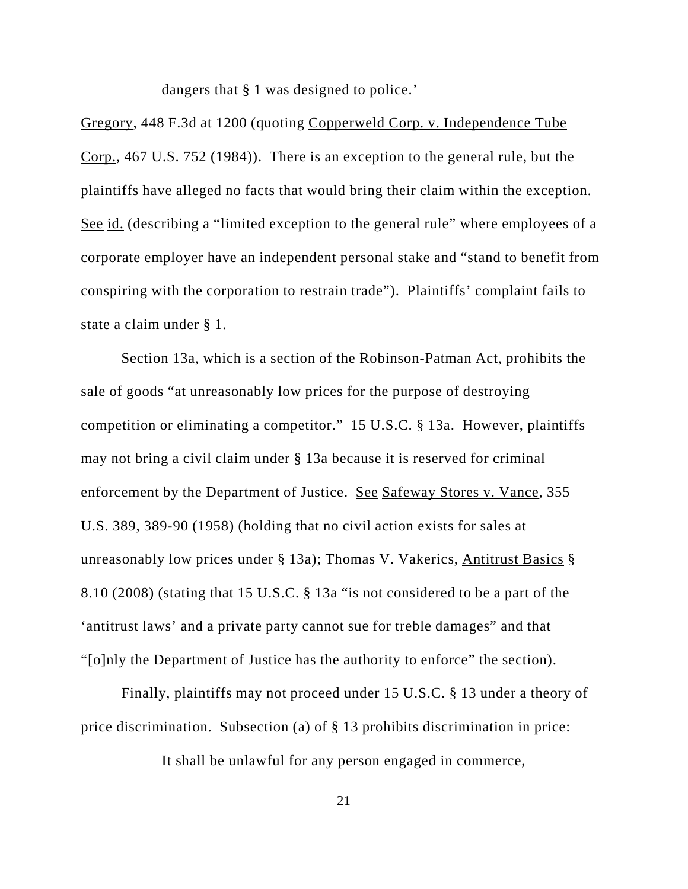> dangers that § 1 was designed to police.'

Gregory, 448 F.3d at 1200 (quoting Copperweld Corp. v. Independence Tube Corp., 467 U.S. 752 (1984)). There is an exception to the general rule, but the plaintiffs have alleged no facts that would bring their claim within the exception. See id. (describing a "limited exception to the general rule" where employees of a corporate employer have an independent personal stake and "stand to benefit from conspiring with the corporation to restrain trade"). Plaintiffs' complaint fails to state a claim under § 1.

Section 13a, which is a section of the Robinson-Patman Act, prohibits the sale of goods "at unreasonably low prices for the purpose of destroying competition or eliminating a competitor." 15 U.S.C. § 13a. However, plaintiffs may not bring a civil claim under § 13a because it is reserved for criminal enforcement by the Department of Justice. See Safeway Stores v. Vance, 355 U.S. 389, 389-90 (1958) (holding that no civil action exists for sales at unreasonably low prices under § 13a); Thomas V. Vakerics, Antitrust Basics § 8.10 (2008) (stating that 15 U.S.C. § 13a "is not considered to be a part of the 'antitrust laws' and a private party cannot sue for treble damages" and that "[o]nly the Department of Justice has the authority to enforce" the section).

Finally, plaintiffs may not proceed under 15 U.S.C. § 13 under a theory of price discrimination. Subsection (a) of § 13 prohibits discrimination in price:

> It shall be unlawful for any person engaged in commerce,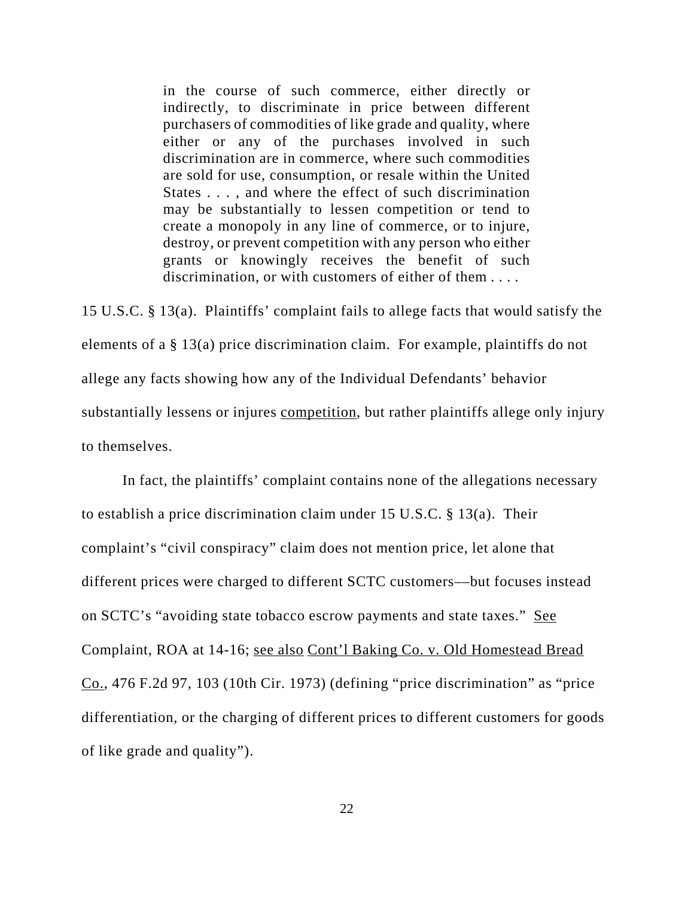> in the course of such commerce, either directly or indirectly, to discriminate in price between different purchasers of commodities of like grade and quality, where either or any of the purchases involved in such discrimination are in commerce, where such commodities are sold for use, consumption, or resale within the United States . . . , and where the effect of such discrimination may be substantially to lessen competition or tend to create a monopoly in any line of commerce, or to injure, destroy, or prevent competition with any person who either grants or knowingly receives the benefit of such discrimination, or with customers of either of them . . . .

15 U.S.C. § 13(a). Plaintiffs' complaint fails to allege facts that would satisfy the elements of a § 13(a) price discrimination claim. For example, plaintiffs do not allege any facts showing how any of the Individual Defendants' behavior substantially lessens or injures competition, but rather plaintiffs allege only injury to themselves.

In fact, the plaintiffs' complaint contains none of the allegations necessary to establish a price discrimination claim under 15 U.S.C. § 13(a). Their complaint's "civil conspiracy" claim does not mention price, let alone that different prices were charged to different SCTC customers––but focuses instead on SCTC's "avoiding state tobacco escrow payments and state taxes." See Complaint, ROA at 14-16; see also Cont'l Baking Co. v. Old Homestead Bread Co., 476 F.2d 97, 103 (10th Cir. 1973) (defining "price discrimination" as "price differentiation, or the charging of different prices to different customers for goods of like grade and quality").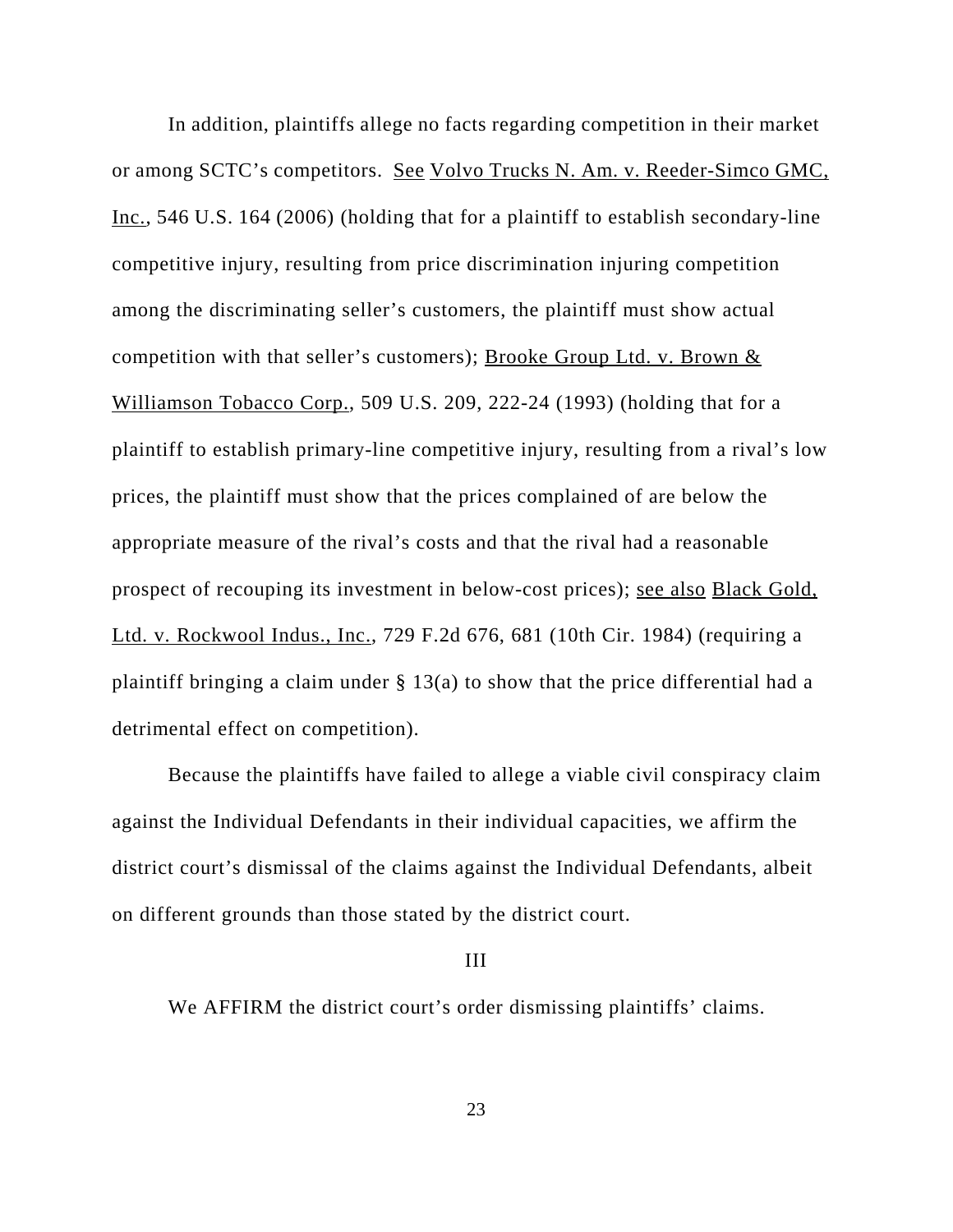In addition, plaintiffs allege no facts regarding competition in their market or among SCTC's competitors. See Volvo Trucks N. Am. v. Reeder-Simco GMC, Inc., 546 U.S. 164 (2006) (holding that for a plaintiff to establish secondary-line competitive injury, resulting from price discrimination injuring competition among the discriminating seller's customers, the plaintiff must show actual competition with that seller's customers); Brooke Group Ltd. v. Brown & Williamson Tobacco Corp., 509 U.S. 209, 222-24 (1993) (holding that for a plaintiff to establish primary-line competitive injury, resulting from a rival's low prices, the plaintiff must show that the prices complained of are below the appropriate measure of the rival's costs and that the rival had a reasonable prospect of recouping its investment in below-cost prices); see also Black Gold, Ltd. v. Rockwool Indus., Inc., 729 F.2d 676, 681 (10th Cir. 1984) (requiring a plaintiff bringing a claim under § 13(a) to show that the price differential had a detrimental effect on competition).

Because the plaintiffs have failed to allege a viable civil conspiracy claim against the Individual Defendants in their individual capacities, we affirm the district court's dismissal of the claims against the Individual Defendants, albeit on different grounds than those stated by the district court.

## III

We AFFIRM the district court's order dismissing plaintiffs' claims.